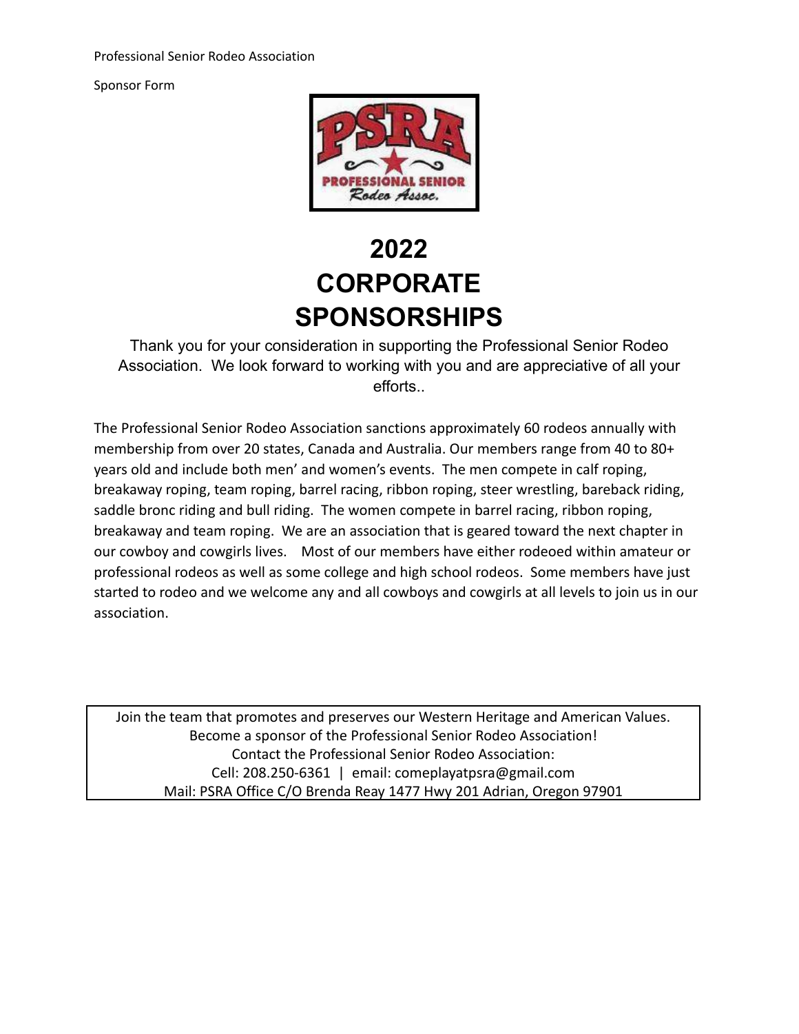Professional Senior Rodeo Association

Sponsor Form

# 2022 CORPORATE SPONSORSHIPS

Thank you for your consideration in supporting the Professional Senior Rodeo Association. We look forward to working with you and are appreciative of all your efforts..

The Professional Senior Rodeo Association sanctions approximately 60 rodeos annually with membership from over 20 states, Canada and Australia. Our members range from 40 to 80+ years old and include both men' and women's events. The men compete in calf roping, breakaway roping, team roping, barrel racing, ribbon roping, steer wrestling, bareback riding, saddle bronc riding and bull riding. The women compete in barrel racing, ribbon roping, breakaway and team roping. We are an association that is geared toward the next chapter in our cowboy and cowgirls lives. Most of our members have either rodeoed within amateur or professional rodeos as well as some college and high school rodeos. Some members have just started to rodeo and we welcome any and all cowboys and cowgirls at all levels to join us in our association.

Join the team that promotes and preserves our Western Heritage and American Values.
Become a sponsor of the Professional Senior Rodeo Association!
Contact the Professional Senior Rodeo Association:
Cell: 208.250-6361 | email: comeplayatpsra@gmail.com
Mail: PSRA Office C/O Brenda Reay 1477 Hwy 201 Adrian, Oregon 97901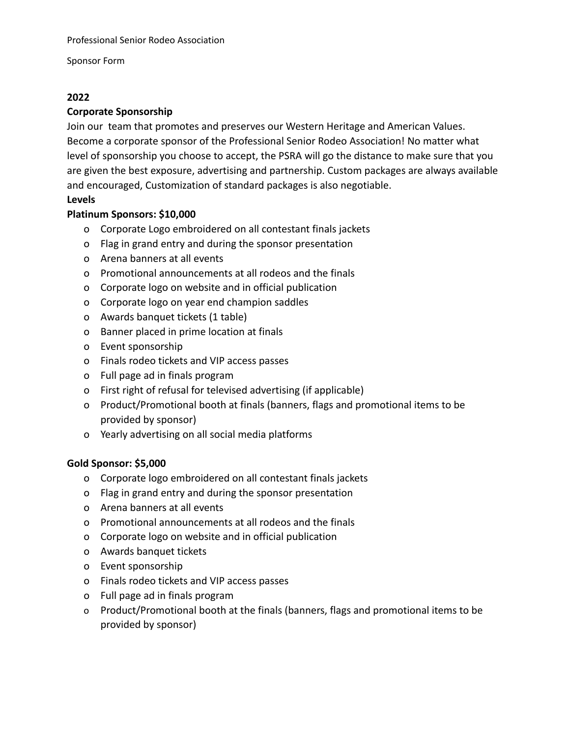Professional Senior Rodeo Association

Sponsor Form

**2022**

**Corporate Sponsorship**

Join our  team that promotes and preserves our Western Heritage and American Values. Become a corporate sponsor of the Professional Senior Rodeo Association! No matter what level of sponsorship you choose to accept, the PSRA will go the distance to make sure that you are given the best exposure, advertising and partnership. Custom packages are always available and encouraged, Customization of standard packages is also negotiable.

**Levels**

**Platinum Sponsors: $10,000**

- Corporate Logo embroidered on all contestant finals jackets
- Flag in grand entry and during the sponsor presentation
- Arena banners at all events
- Promotional announcements at all rodeos and the finals
- Corporate logo on website and in official publication
- Corporate logo on year end champion saddles
- Awards banquet tickets (1 table)
- Banner placed in prime location at finals
- Event sponsorship
- Finals rodeo tickets and VIP access passes
- Full page ad in finals program
- First right of refusal for televised advertising (if applicable)
- Product/Promotional booth at finals (banners, flags and promotional items to be provided by sponsor)
- Yearly advertising on all social media platforms

**Gold Sponsor: $5,000**

- Corporate logo embroidered on all contestant finals jackets
- Flag in grand entry and during the sponsor presentation
- Arena banners at all events
- Promotional announcements at all rodeos and the finals
- Corporate logo on website and in official publication
- Awards banquet tickets
- Event sponsorship
- Finals rodeo tickets and VIP access passes
- Full page ad in finals program
- Product/Promotional booth at the finals (banners, flags and promotional items to be provided by sponsor)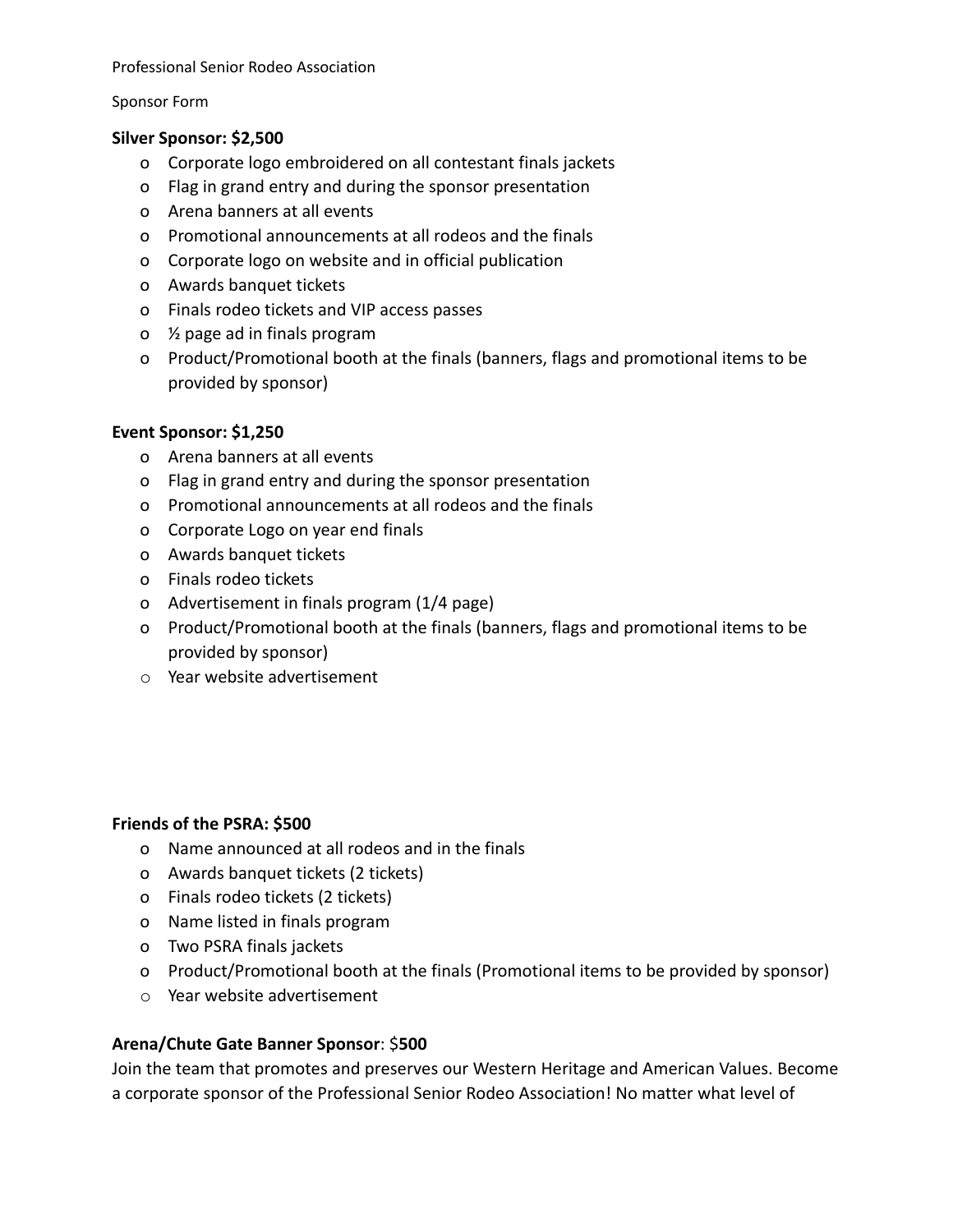Professional Senior Rodeo Association

Sponsor Form

**Silver Sponsor: $2,500**

- Corporate logo embroidered on all contestant finals jackets
- Flag in grand entry and during the sponsor presentation
- Arena banners at all events
- Promotional announcements at all rodeos and the finals
- Corporate logo on website and in official publication
- Awards banquet tickets
- Finals rodeo tickets and VIP access passes
- ½ page ad in finals program
- Product/Promotional booth at the finals (banners, flags and promotional items to be provided by sponsor)

**Event Sponsor: $1,250**

- Arena banners at all events
- Flag in grand entry and during the sponsor presentation
- Promotional announcements at all rodeos and the finals
- Corporate Logo on year end finals
- Awards banquet tickets
- Finals rodeo tickets
- Advertisement in finals program (1/4 page)
- Product/Promotional booth at the finals (banners, flags and promotional items to be provided by sponsor)
- Year website advertisement

**Friends of the PSRA: $500**

- Name announced at all rodeos and in the finals
- Awards banquet tickets (2 tickets)
- Finals rodeo tickets (2 tickets)
- Name listed in finals program
- Two PSRA finals jackets
- Product/Promotional booth at the finals (Promotional items to be provided by sponsor)
- Year website advertisement

**Arena/Chute Gate Banner Sponsor**: $**500**

Join the team that promotes and preserves our Western Heritage and American Values. Become a corporate sponsor of the Professional Senior Rodeo Association! No matter what level of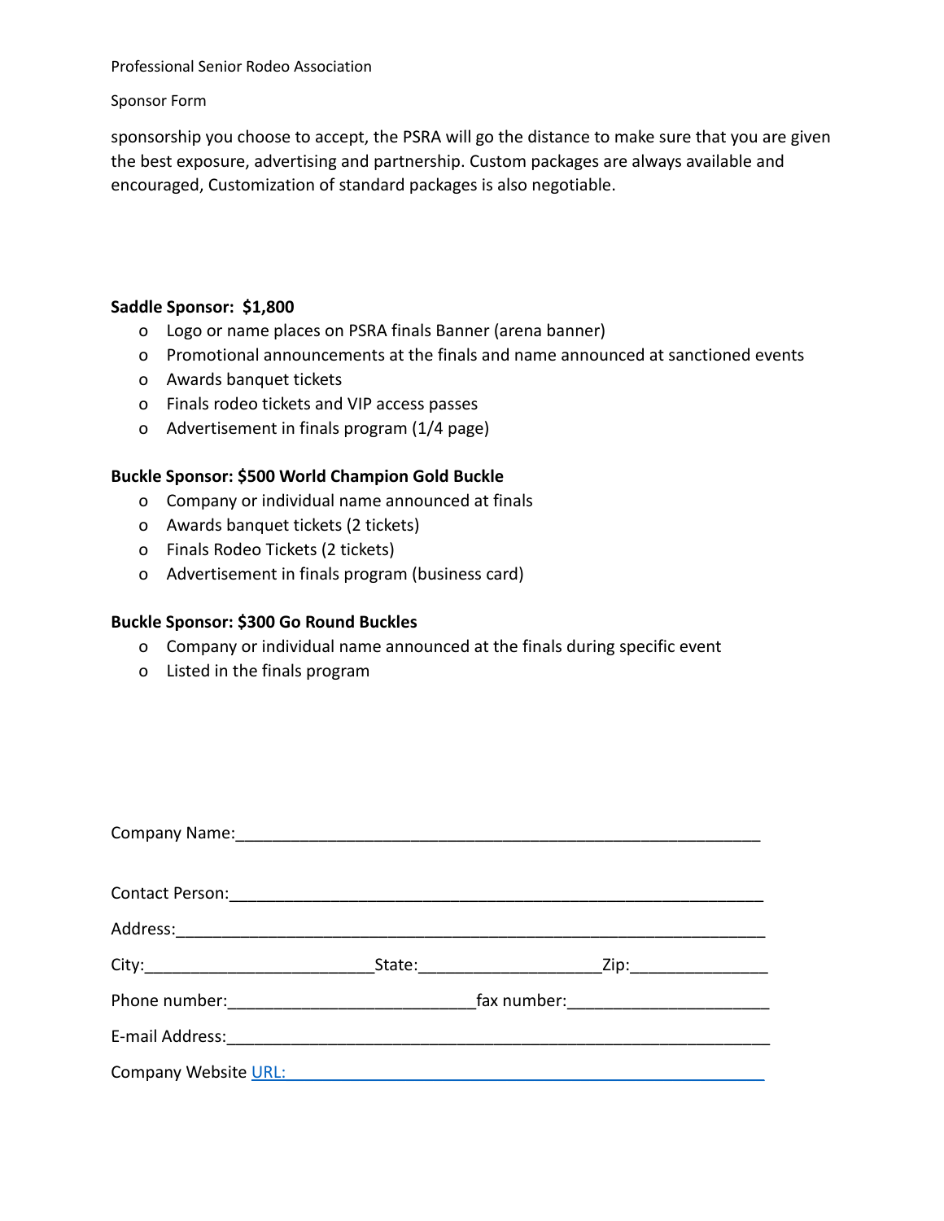sponsorship you choose to accept, the PSRA will go the distance to make sure that you are given the best exposure, advertising and partnership. Custom packages are always available and encouraged, Customization of standard packages is also negotiable.

**Saddle Sponsor: $1,800**

- Logo or name places on PSRA finals Banner (arena banner)
- Promotional announcements at the finals and name announced at sanctioned events
- Awards banquet tickets
- Finals rodeo tickets and VIP access passes
- Advertisement in finals program (1/4 page)

**Buckle Sponsor: $500 World Champion Gold Buckle**

- Company or individual name announced at finals
- Awards banquet tickets (2 tickets)
- Finals Rodeo Tickets (2 tickets)
- Advertisement in finals program (business card)

**Buckle Sponsor: $300 Go Round Buckles**

- Company or individual name announced at the finals during specific event
- Listed in the finals program

Company Name:___________________________________________________________

Contact Person:___________________________________________________________

Address:_________________________________________________________________

City:_________________________State:____________________Zip:_______________

Phone number:___________________________fax number:______________________

E-mail Address:____________________________________________________________

Company Website URL:______________________________________________________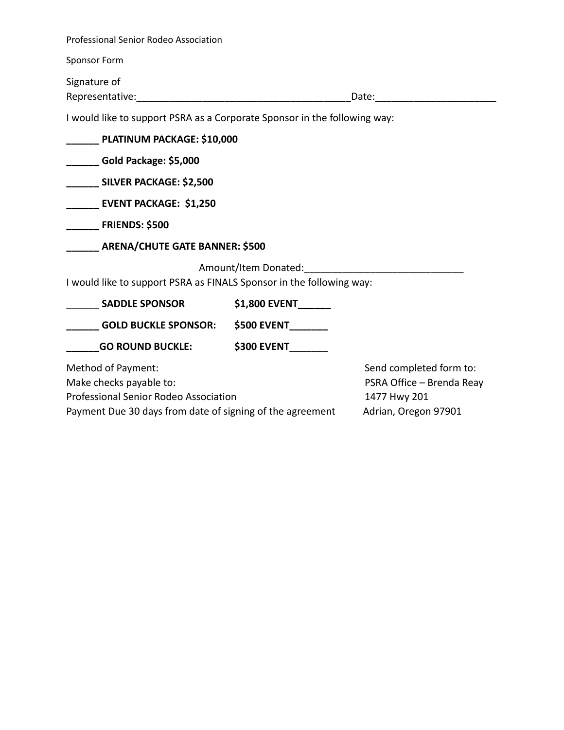Professional Senior Rodeo Association

Sponsor Form

Signature of Representative:________________________________________Date:______________________

I would like to support PSRA as a Corporate Sponsor in the following way:

**______ PLATINUM PACKAGE: $10,000**

**______ Gold Package: $5,000**

**______ SILVER PACKAGE: $2,500**

**______ EVENT PACKAGE: $1,250**

**______ FRIENDS: $500**

**______ ARENA/CHUTE GATE BANNER: $500**

Amount/Item Donated:_____________________________

I would like to support PSRA as FINALS Sponsor in the following way:

______ **SADDLE SPONSOR** **$1,800 EVENT______**

**______ GOLD BUCKLE SPONSOR: $500 EVENT_______**

**______GO ROUND BUCKLE: $300 EVENT**_______

Method of Payment:
Make checks payable to:
Professional Senior Rodeo Association
Payment Due 30 days from date of signing of the agreement

Send completed form to:
PSRA Office – Brenda Reay
1477 Hwy 201
Adrian, Oregon 97901